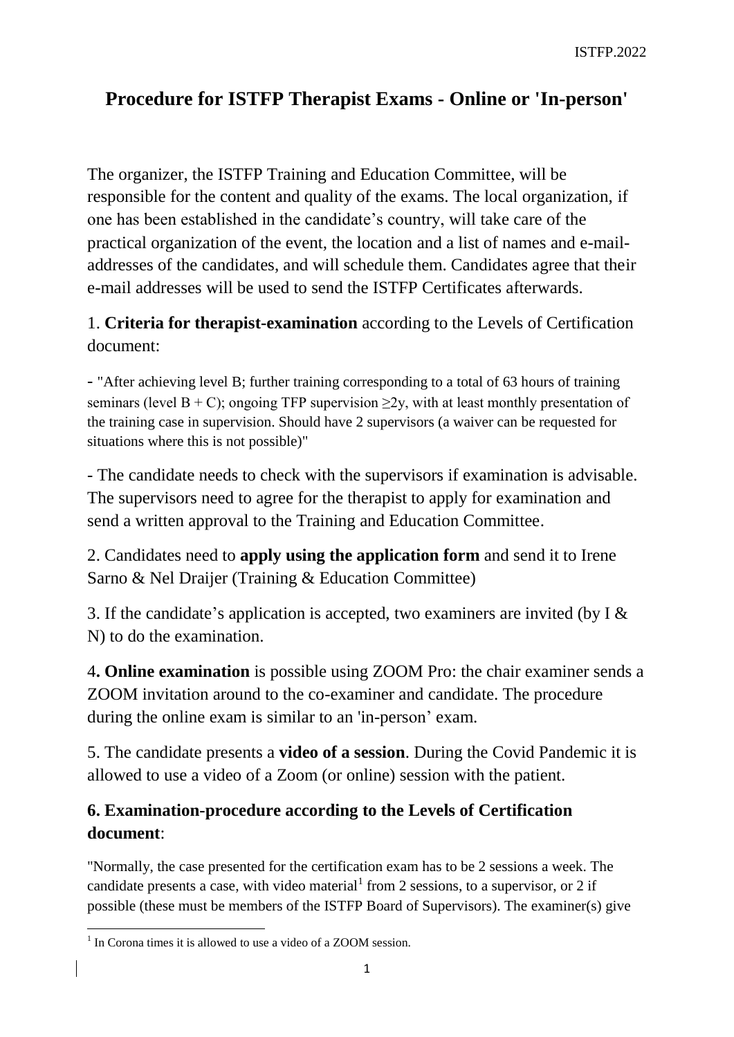# Procedure for ISTFP Therapist Exams - Online or 'In-person'

The organizer, the ISTFP Training and Education Committee, will be responsible for the content and quality of the exams. The local organization, if one has been established in the candidate's country, will take care of the practical organization of the event, the location and a list of names and e-mail-addresses of the candidates, and will schedule them. Candidates agree that their e-mail addresses will be used to send the ISTFP Certificates afterwards.

1. **Criteria for therapist-examination** according to the Levels of Certification document:

- "After achieving level B; further training corresponding to a total of 63 hours of training seminars (level B + C); ongoing TFP supervision ≥2y, with at least monthly presentation of the training case in supervision. Should have 2 supervisors (a waiver can be requested for situations where this is not possible)"

- The candidate needs to check with the supervisors if examination is advisable. The supervisors need to agree for the therapist to apply for examination and send a written approval to the Training and Education Committee.

2. Candidates need to **apply using the application form** and send it to Irene Sarno & Nel Draijer (Training & Education Committee)

3. If the candidate's application is accepted, two examiners are invited (by I & N) to do the examination.

4. **Online examination** is possible using ZOOM Pro: the chair examiner sends a ZOOM invitation around to the co-examiner and candidate. The procedure during the online exam is similar to an 'in-person' exam.

5. The candidate presents a **video of a session**. During the Covid Pandemic it is allowed to use a video of a Zoom (or online) session with the patient.

### 6. Examination-procedure according to the Levels of Certification document:

"Normally, the case presented for the certification exam has to be 2 sessions a week. The candidate presents a case, with video material[1] from 2 sessions, to a supervisor, or 2 if possible (these must be members of the ISTFP Board of Supervisors). The examiner(s) give

[1] In Corona times it is allowed to use a video of a ZOOM session.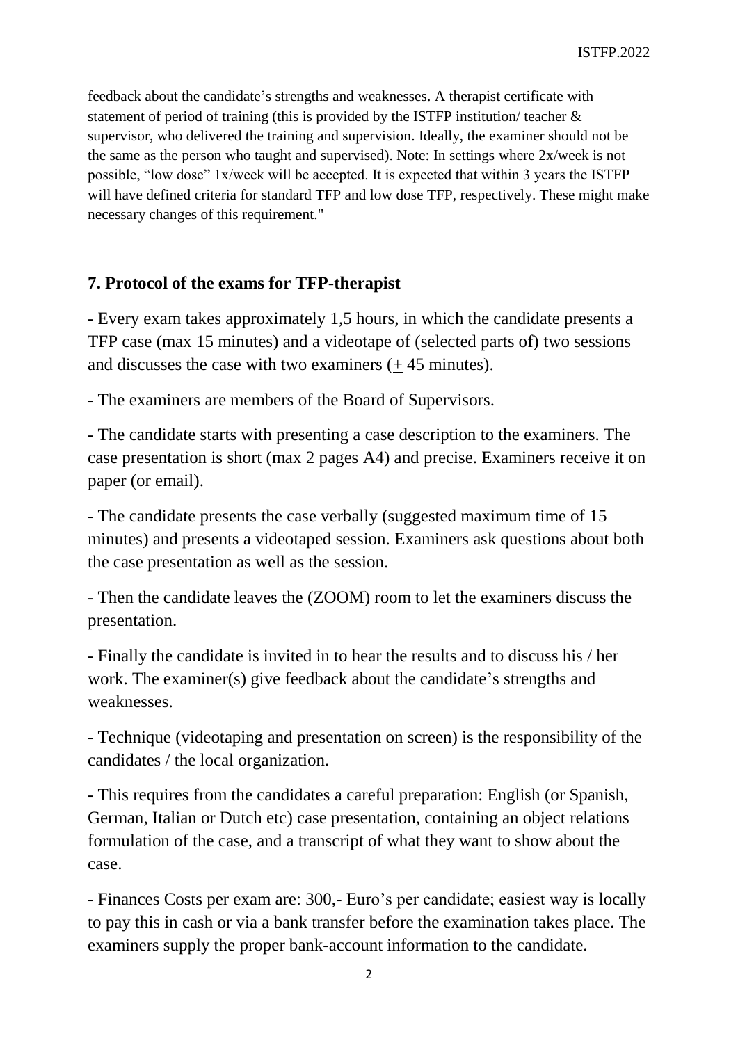feedback about the candidate's strengths and weaknesses. A therapist certificate with statement of period of training (this is provided by the ISTFP institution/ teacher & supervisor, who delivered the training and supervision. Ideally, the examiner should not be the same as the person who taught and supervised). Note: In settings where 2x/week is not possible, "low dose" 1x/week will be accepted. It is expected that within 3 years the ISTFP will have defined criteria for standard TFP and low dose TFP, respectively. These might make necessary changes of this requirement."

## 7. Protocol of the exams for TFP-therapist

- Every exam takes approximately 1,5 hours, in which the candidate presents a TFP case (max 15 minutes) and a videotape of (selected parts of) two sessions and discusses the case with two examiners (± 45 minutes).

- The examiners are members of the Board of Supervisors.

- The candidate starts with presenting a case description to the examiners. The case presentation is short (max 2 pages A4) and precise. Examiners receive it on paper (or email).

- The candidate presents the case verbally (suggested maximum time of 15 minutes) and presents a videotaped session. Examiners ask questions about both the case presentation as well as the session.

- Then the candidate leaves the (ZOOM) room to let the examiners discuss the presentation.

- Finally the candidate is invited in to hear the results and to discuss his / her work. The examiner(s) give feedback about the candidate's strengths and weaknesses.

- Technique (videotaping and presentation on screen) is the responsibility of the candidates / the local organization.

- This requires from the candidates a careful preparation: English (or Spanish, German, Italian or Dutch etc) case presentation, containing an object relations formulation of the case, and a transcript of what they want to show about the case.

- Finances Costs per exam are: 300,- Euro's per candidate; easiest way is locally to pay this in cash or via a bank transfer before the examination takes place. The examiners supply the proper bank-account information to the candidate.